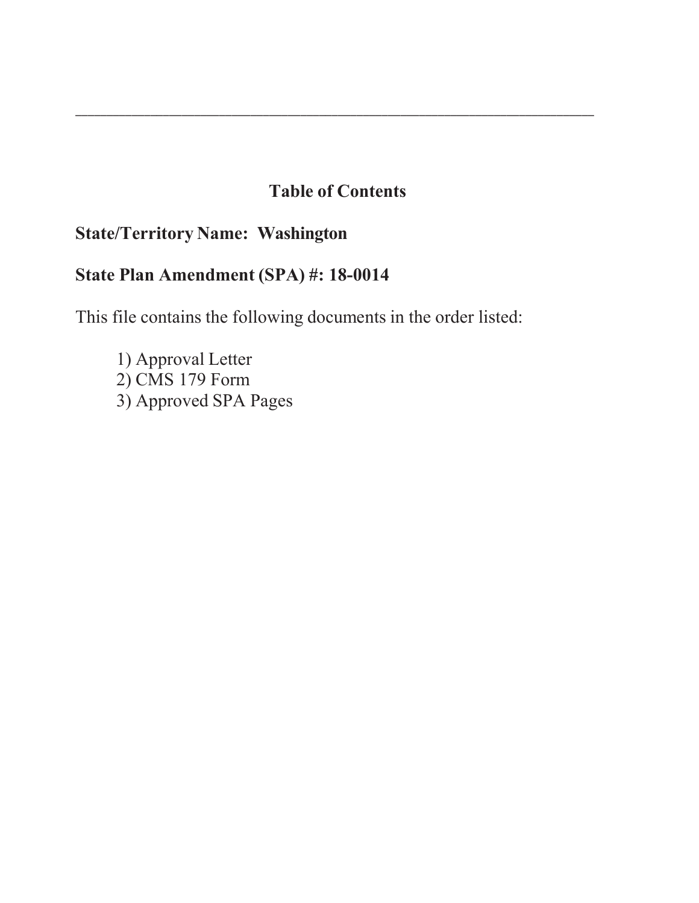---

## Table of Contents

**State/Territory Name: Washington**

**State Plan Amendment (SPA) #: 18-0014**

This file contains the following documents in the order listed:

1) Approval Letter
2) CMS 179 Form
3) Approved SPA Pages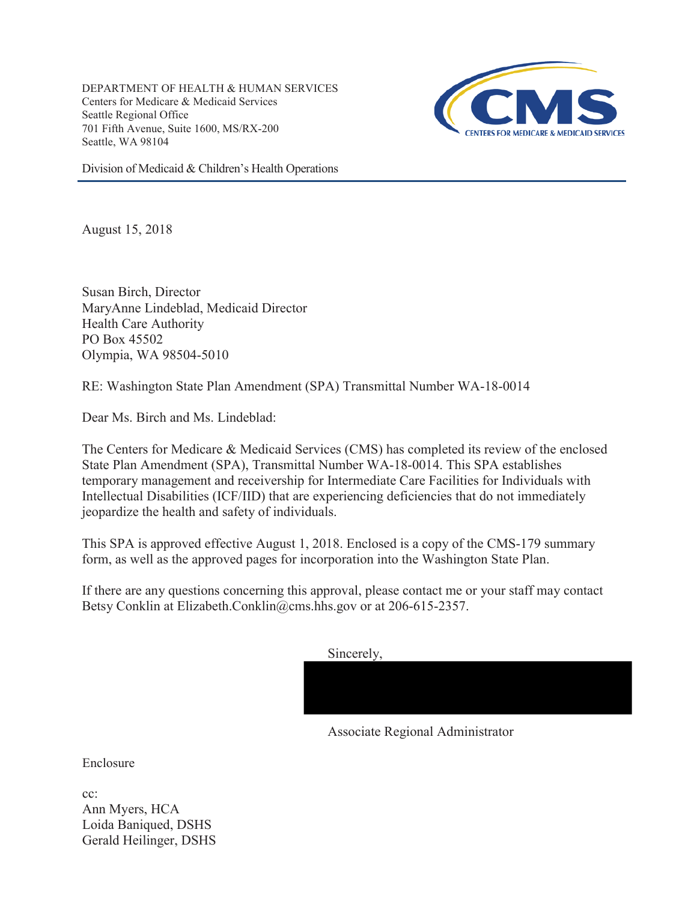DEPARTMENT OF HEALTH & HUMAN SERVICES
Centers for Medicare & Medicaid Services
Seattle Regional Office
701 Fifth Avenue, Suite 1600, MS/RX-200
Seattle, WA 98104

CMS
CENTERS FOR MEDICARE & MEDICAID SERVICES

Division of Medicaid & Children's Health Operations

August 15, 2018

Susan Birch, Director
MaryAnne Lindeblad, Medicaid Director
Health Care Authority
PO Box 45502
Olympia, WA 98504-5010

RE: Washington State Plan Amendment (SPA) Transmittal Number WA-18-0014

Dear Ms. Birch and Ms. Lindeblad:

The Centers for Medicare & Medicaid Services (CMS) has completed its review of the enclosed State Plan Amendment (SPA), Transmittal Number WA-18-0014. This SPA establishes temporary management and receivership for Intermediate Care Facilities for Individuals with Intellectual Disabilities (ICF/IID) that are experiencing deficiencies that do not immediately jeopardize the health and safety of individuals.

This SPA is approved effective August 1, 2018. Enclosed is a copy of the CMS-179 summary form, as well as the approved pages for incorporation into the Washington State Plan.

If there are any questions concerning this approval, please contact me or your staff may contact Betsy Conklin at Elizabeth.Conklin@cms.hhs.gov or at 206-615-2357.

Sincerely,

Associate Regional Administrator

Enclosure

cc:
Ann Myers, HCA
Loida Baniqued, DSHS
Gerald Heilinger, DSHS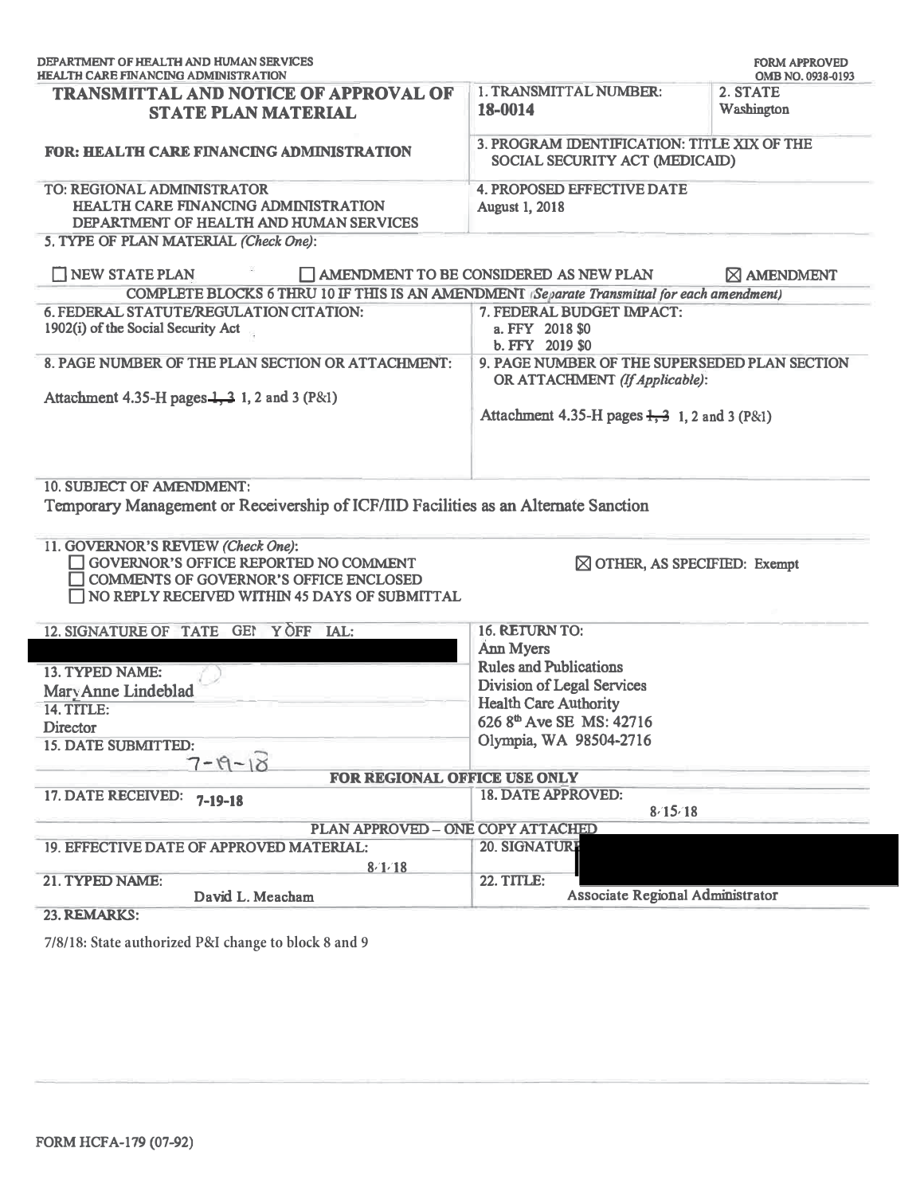DEPARTMENT OF HEALTH AND HUMAN SERVICES
HEALTH CARE FINANCING ADMINISTRATION

FORM APPROVED
OMB NO. 0938-0193

# TRANSMITTAL AND NOTICE OF APPROVAL OF STATE PLAN MATERIAL

**FOR: HEALTH CARE FINANCING ADMINISTRATION**

| | |
|---|---|
| **1. TRANSMITTAL NUMBER:** 18-0014 | **2. STATE** Washington |
| **3. PROGRAM IDENTIFICATION: TITLE XIX OF THE SOCIAL SECURITY ACT (MEDICAID)** | |

TO: REGIONAL ADMINISTRATOR
HEALTH CARE FINANCING ADMINISTRATION
DEPARTMENT OF HEALTH AND HUMAN SERVICES

**4. PROPOSED EFFECTIVE DATE**
August 1, 2018

**5. TYPE OF PLAN MATERIAL** *(Check One)*:

☐ NEW STATE PLAN ☐ AMENDMENT TO BE CONSIDERED AS NEW PLAN ☒ AMENDMENT

**COMPLETE BLOCKS 6 THRU 10 IF THIS IS AN AMENDMENT** *(Separate Transmittal for each amendment)*

| | |
|---|---|
| **6. FEDERAL STATUTE/REGULATION CITATION:** 1902(i) of the Social Security Act | **7. FEDERAL BUDGET IMPACT:** a. FFY 2018 $0 b. FFY 2019 $0 |
| **8. PAGE NUMBER OF THE PLAN SECTION OR ATTACHMENT:** Attachment 4.35-H pages ~~1, 3~~ 1, 2 and 3 (P&I) | **9. PAGE NUMBER OF THE SUPERSEDED PLAN SECTION OR ATTACHMENT** *(If Applicable)*: Attachment 4.35-H pages ~~1, 3~~ 1, 2 and 3 (P&I) |

**10. SUBJECT OF AMENDMENT:**
Temporary Management or Receivership of ICF/IID Facilities as an Alternate Sanction

**11. GOVERNOR'S REVIEW** *(Check One)*:
☐ GOVERNOR'S OFFICE REPORTED NO COMMENT
☐ COMMENTS OF GOVERNOR'S OFFICE ENCLOSED
☐ NO REPLY RECEIVED WITHIN 45 DAYS OF SUBMITTAL
☒ OTHER, AS SPECIFIED: Exempt

| | |
|---|---|
| **12. SIGNATURE OF STATE AGENCY OFFICIAL:** | **16. RETURN TO:** Ann Myers, Rules and Publications, Division of Legal Services, Health Care Authority, 626 8th Ave SE MS: 42716, Olympia, WA 98504-2716 |
| **13. TYPED NAME:** MaryAnne Lindeblad | |
| **14. TITLE:** Director | |
| **15. DATE SUBMITTED:** 7-19-18 | |

**FOR REGIONAL OFFICE USE ONLY**

| | |
|---|---|
| **17. DATE RECEIVED:** 7-19-18 | **18. DATE APPROVED:** 8/15/18 |

**PLAN APPROVED – ONE COPY ATTACHED**

| | |
|---|---|
| **19. EFFECTIVE DATE OF APPROVED MATERIAL:** 8/1/18 | **20. SIGNATURE** |
| **21. TYPED NAME:** David L. Meacham | **22. TITLE:** Associate Regional Administrator |

**23. REMARKS:**

7/8/18: State authorized P&I change to block 8 and 9

FORM HCFA-179 (07-92)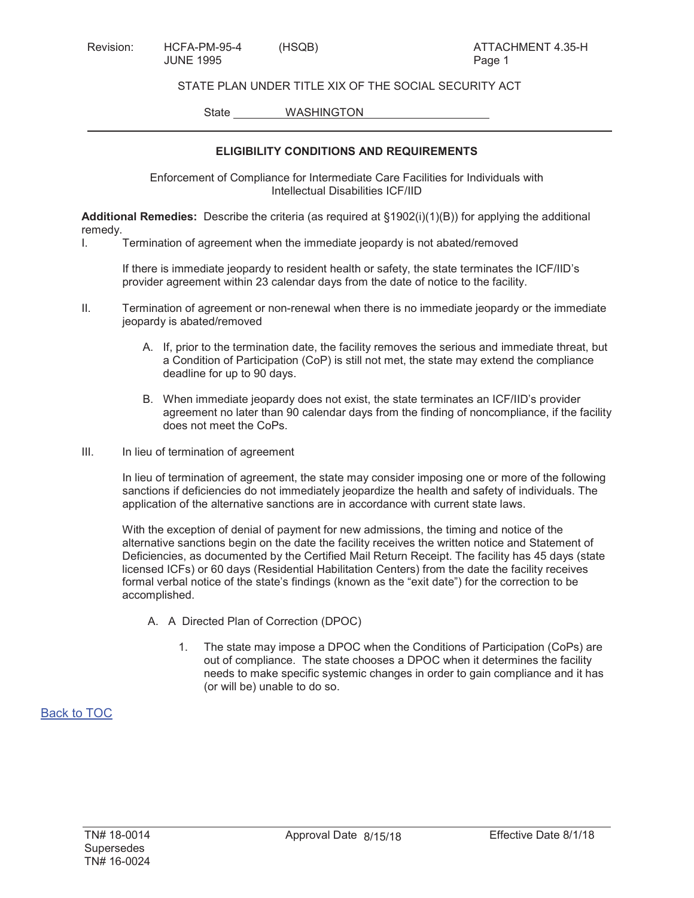STATE PLAN UNDER TITLE XIX OF THE SOCIAL SECURITY ACT

State WASHINGTON

## ELIGIBILITY CONDITIONS AND REQUIREMENTS

Enforcement of Compliance for Intermediate Care Facilities for Individuals with Intellectual Disabilities ICF/IID

**Additional Remedies:** Describe the criteria (as required at §1902(i)(1)(B)) for applying the additional remedy.

I. Termination of agreement when the immediate jeopardy is not abated/removed

If there is immediate jeopardy to resident health or safety, the state terminates the ICF/IID's provider agreement within 23 calendar days from the date of notice to the facility.

II. Termination of agreement or non-renewal when there is no immediate jeopardy or the immediate jeopardy is abated/removed

A. If, prior to the termination date, the facility removes the serious and immediate threat, but a Condition of Participation (CoP) is still not met, the state may extend the compliance deadline for up to 90 days.

B. When immediate jeopardy does not exist, the state terminates an ICF/IID's provider agreement no later than 90 calendar days from the finding of noncompliance, if the facility does not meet the CoPs.

III. In lieu of termination of agreement

In lieu of termination of agreement, the state may consider imposing one or more of the following sanctions if deficiencies do not immediately jeopardize the health and safety of individuals. The application of the alternative sanctions are in accordance with current state laws.

With the exception of denial of payment for new admissions, the timing and notice of the alternative sanctions begin on the date the facility receives the written notice and Statement of Deficiencies, as documented by the Certified Mail Return Receipt. The facility has 45 days (state licensed ICFs) or 60 days (Residential Habilitation Centers) from the date the facility receives formal verbal notice of the state's findings (known as the "exit date") for the correction to be accomplished.

A. A Directed Plan of Correction (DPOC)

1. The state may impose a DPOC when the Conditions of Participation (CoPs) are out of compliance. The state chooses a DPOC when it determines the facility needs to make specific systemic changes in order to gain compliance and it has (or will be) unable to do so.

Back to TOC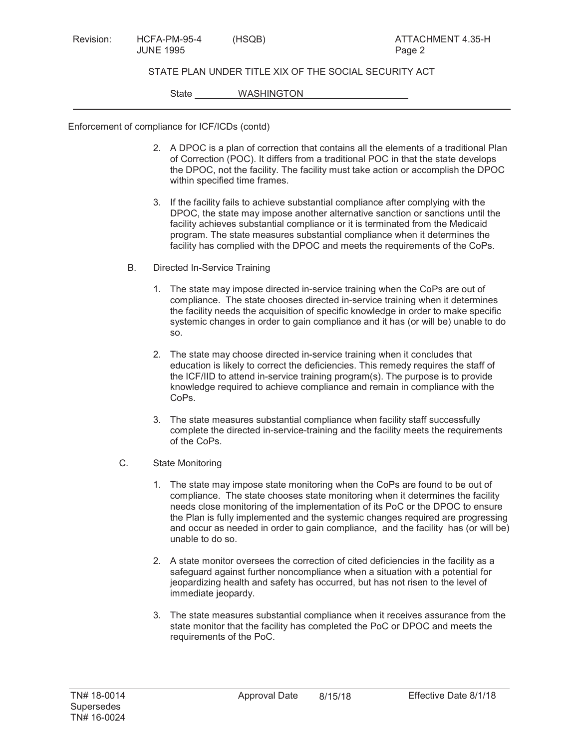Enforcement of compliance for ICF/ICDs (contd)

2. A DPOC is a plan of correction that contains all the elements of a traditional Plan of Correction (POC). It differs from a traditional POC in that the state develops the DPOC, not the facility. The facility must take action or accomplish the DPOC within specified time frames.

3. If the facility fails to achieve substantial compliance after complying with the DPOC, the state may impose another alternative sanction or sanctions until the facility achieves substantial compliance or it is terminated from the Medicaid program. The state measures substantial compliance when it determines the facility has complied with the DPOC and meets the requirements of the CoPs.

B. Directed In-Service Training

1. The state may impose directed in-service training when the CoPs are out of compliance. The state chooses directed in-service training when it determines the facility needs the acquisition of specific knowledge in order to make specific systemic changes in order to gain compliance and it has (or will be) unable to do so.

2. The state may choose directed in-service training when it concludes that education is likely to correct the deficiencies. This remedy requires the staff of the ICF/IID to attend in-service training program(s). The purpose is to provide knowledge required to achieve compliance and remain in compliance with the CoPs.

3. The state measures substantial compliance when facility staff successfully complete the directed in-service-training and the facility meets the requirements of the CoPs.

C. State Monitoring

1. The state may impose state monitoring when the CoPs are found to be out of compliance. The state chooses state monitoring when it determines the facility needs close monitoring of the implementation of its PoC or the DPOC to ensure the Plan is fully implemented and the systemic changes required are progressing and occur as needed in order to gain compliance, and the facility has (or will be) unable to do so.

2. A state monitor oversees the correction of cited deficiencies in the facility as a safeguard against further noncompliance when a situation with a potential for jeopardizing health and safety has occurred, but has not risen to the level of immediate jeopardy.

3. The state measures substantial compliance when it receives assurance from the state monitor that the facility has completed the PoC or DPOC and meets the requirements of the PoC.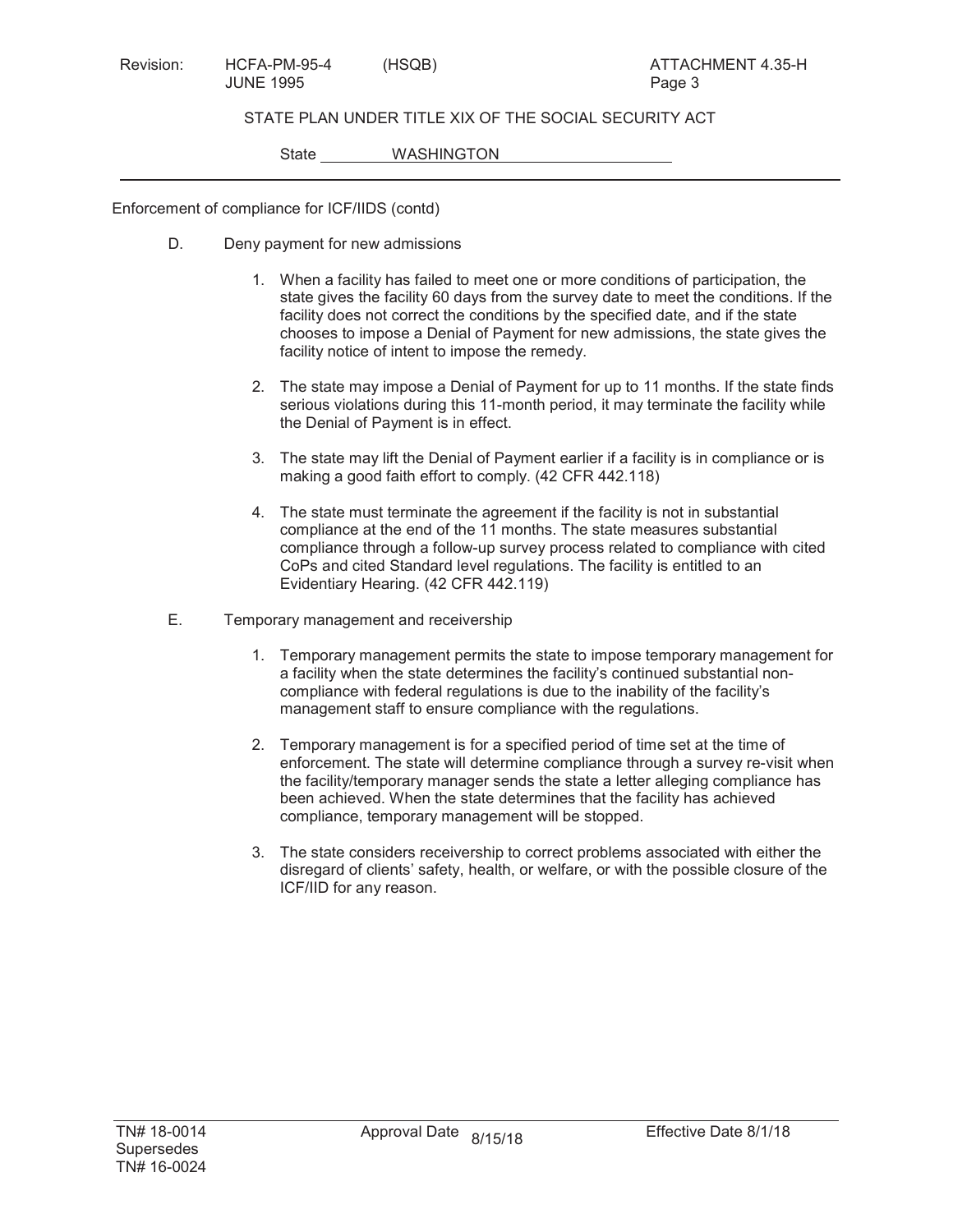Enforcement of compliance for ICF/IIDS (contd)

D. Deny payment for new admissions

1. When a facility has failed to meet one or more conditions of participation, the state gives the facility 60 days from the survey date to meet the conditions. If the facility does not correct the conditions by the specified date, and if the state chooses to impose a Denial of Payment for new admissions, the state gives the facility notice of intent to impose the remedy.

2. The state may impose a Denial of Payment for up to 11 months. If the state finds serious violations during this 11-month period, it may terminate the facility while the Denial of Payment is in effect.

3. The state may lift the Denial of Payment earlier if a facility is in compliance or is making a good faith effort to comply. (42 CFR 442.118)

4. The state must terminate the agreement if the facility is not in substantial compliance at the end of the 11 months. The state measures substantial compliance through a follow-up survey process related to compliance with cited CoPs and cited Standard level regulations. The facility is entitled to an Evidentiary Hearing. (42 CFR 442.119)

E. Temporary management and receivership

1. Temporary management permits the state to impose temporary management for a facility when the state determines the facility's continued substantial non-compliance with federal regulations is due to the inability of the facility's management staff to ensure compliance with the regulations.

2. Temporary management is for a specified period of time set at the time of enforcement. The state will determine compliance through a survey re-visit when the facility/temporary manager sends the state a letter alleging compliance has been achieved. When the state determines that the facility has achieved compliance, temporary management will be stopped.

3. The state considers receivership to correct problems associated with either the disregard of clients' safety, health, or welfare, or with the possible closure of the ICF/IID for any reason.